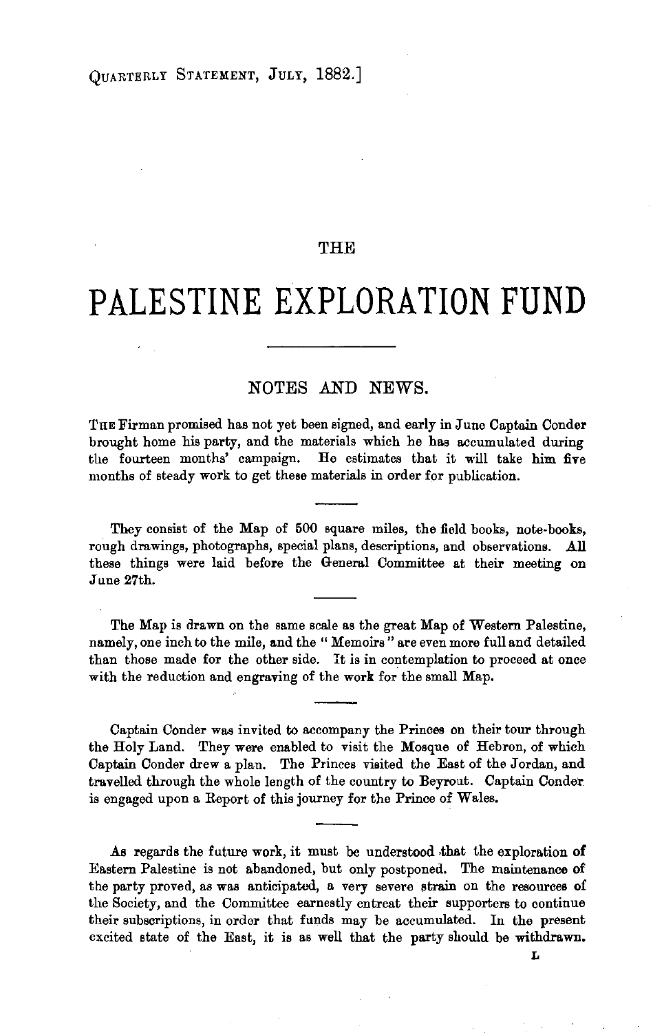# THE

# PALESTINE EXPLORATION FUND

## NOTES AND NEWS.

THE Firman promised has not yet been signed, and early in June Captain Conder brought home his party, and the materials which he has accumulated during the fourteen months' campaign. He estimates that it will take him five months of steady work to get these materials in order for publication.

---

They consist of the Map of 500 square miles, the field books, note-books, rough drawings, photographs, special plans, descriptions, and observations. All these things were laid before the General Committee at their meeting on June 27th.

---

The Map is drawn on the same scale as the great Map of Western Palestine, namely, one inch to the mile, and the "Memoirs" are even more full and detailed than those made for the other side. It is in contemplation to proceed at once with the reduction and engraving of the work for the small Map.

---

Captain Conder was invited to accompany the Princes on their tour through the Holy Land. They were enabled to visit the Mosque of Hebron, of which Captain Conder drew a plan. The Princes visited the East of the Jordan, and travelled through the whole length of the country to Beyrout. Captain Conder is engaged upon a Report of this journey for the Prince of Wales.

---

As regards the future work, it must be understood that the exploration of Eastern Palestine is not abandoned, but only postponed. The maintenance of the party proved, as was anticipated, a very severe strain on the resources of the Society, and the Committee earnestly entreat their supporters to continue their subscriptions, in order that funds may be accumulated. In the present excited state of the East, it is as well that the party should be withdrawn.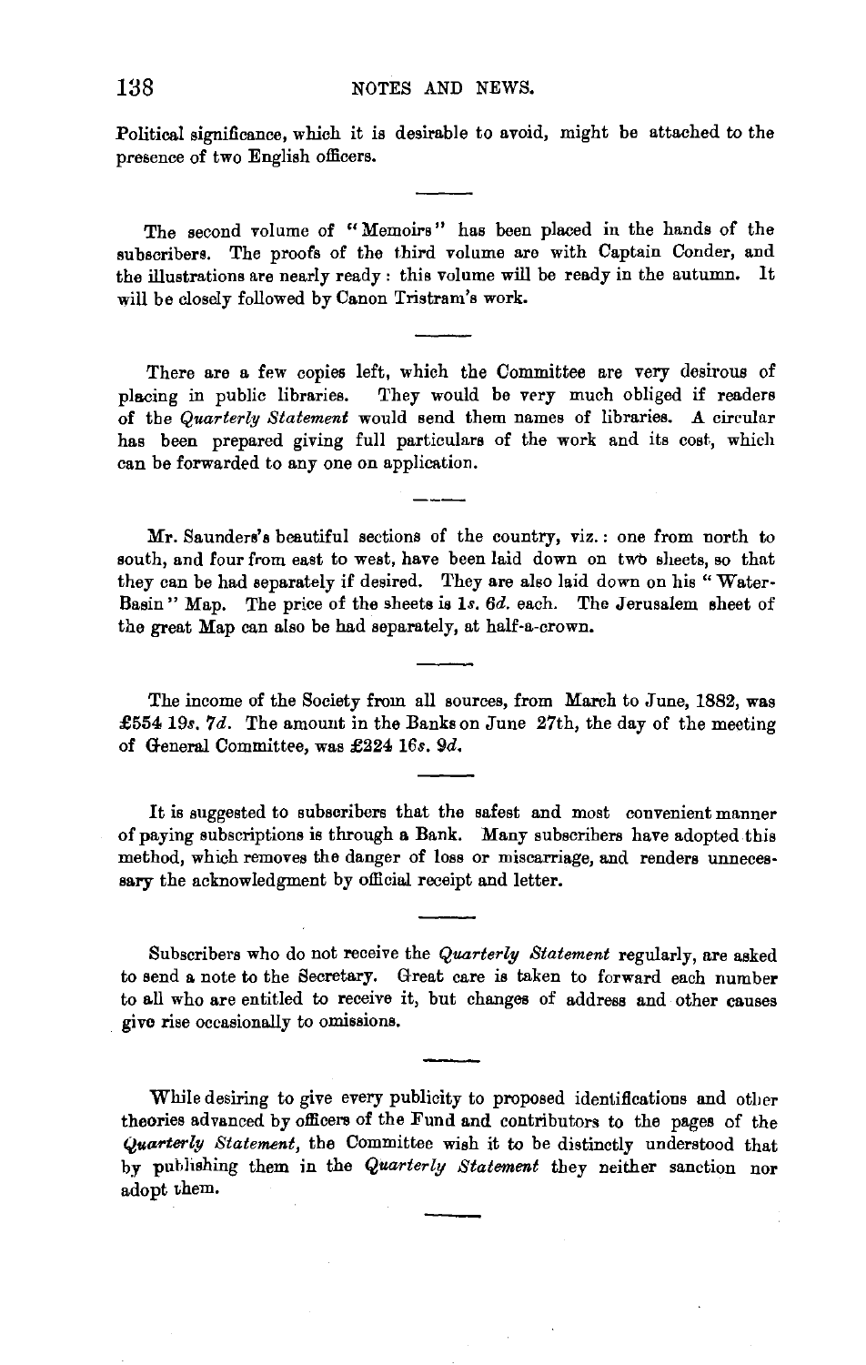Political significance, which it is desirable to avoid, might be attached to the presence of two English officers.

---

The second volume of "Memoirs" has been placed in the hands of the subscribers. The proofs of the third volume are with Captain Conder, and the illustrations are nearly ready: this volume will be ready in the autumn. It will be closely followed by Canon Tristram's work.

---

There are a few copies left, which the Committee are very desirous of placing in public libraries. They would be very much obliged if readers of the *Quarterly Statement* would send them names of libraries. A circular has been prepared giving full particulars of the work and its cost, which can be forwarded to any one on application.

---

Mr. Saunders's beautiful sections of the country, viz.: one from north to south, and four from east to west, have been laid down on two sheets, so that they can be had separately if desired. They are also laid down on his "Water-Basin" Map. The price of the sheets is 1*s*. 6*d*. each. The Jerusalem sheet of the great Map can also be had separately, at half-a-crown.

---

The income of the Society from all sources, from March to June, 1882, was £554 19*s*. 7*d*. The amount in the Banks on June 27th, the day of the meeting of General Committee, was £224 16*s*. 9*d*.

---

It is suggested to subscribers that the safest and most convenient manner of paying subscriptions is through a Bank. Many subscribers have adopted this method, which removes the danger of loss or miscarriage, and renders unnecessary the acknowledgment by official receipt and letter.

---

Subscribers who do not receive the *Quarterly Statement* regularly, are asked to send a note to the Secretary. Great care is taken to forward each number to all who are entitled to receive it, but changes of address and other causes give rise occasionally to omissions.

---

While desiring to give every publicity to proposed identifications and other theories advanced by officers of the Fund and contributors to the pages of the *Quarterly Statement*, the Committee wish it to be distinctly understood that by publishing them in the *Quarterly Statement* they neither sanction nor adopt them.

---